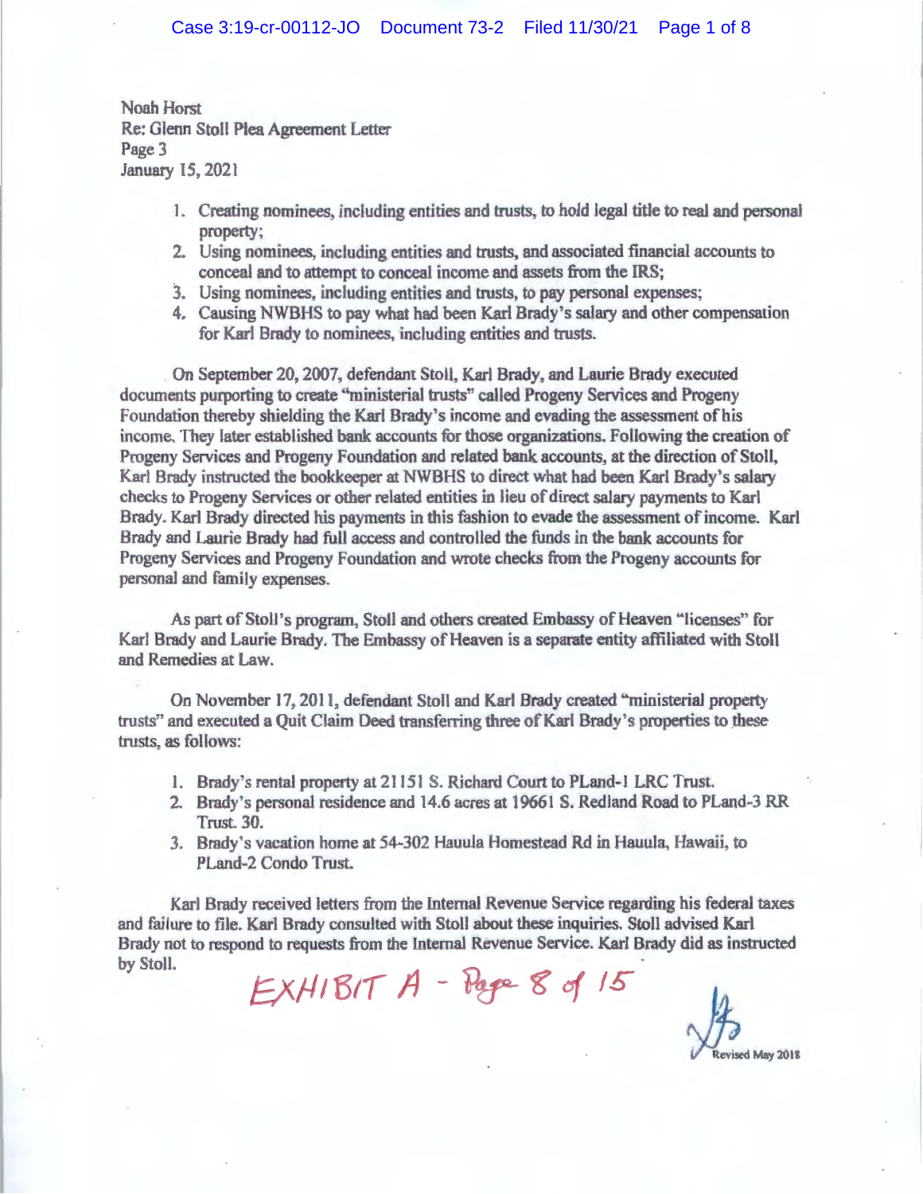Noah Horst
Re: Glenn Stoll Plea Agreement Letter
Page 3
January 15, 2021

1. Creating nominees, including entities and trusts, to hold legal title to real and personal property;
2. Using nominees, including entities and trusts, and associated financial accounts to conceal and to attempt to conceal income and assets from the IRS;
3. Using nominees, including entities and trusts, to pay personal expenses;
4. Causing NWBHS to pay what had been Karl Brady's salary and other compensation for Karl Brady to nominees, including entities and trusts.

On September 20, 2007, defendant Stoll, Karl Brady, and Laurie Brady executed documents purporting to create "ministerial trusts" called Progeny Services and Progeny Foundation thereby shielding the Karl Brady's income and evading the assessment of his income. They later established bank accounts for those organizations. Following the creation of Progeny Services and Progeny Foundation and related bank accounts, at the direction of Stoll, Karl Brady instructed the bookkeeper at NWBHS to direct what had been Karl Brady's salary checks to Progeny Services or other related entities in lieu of direct salary payments to Karl Brady. Karl Brady directed his payments in this fashion to evade the assessment of income. Karl Brady and Laurie Brady had full access and controlled the funds in the bank accounts for Progeny Services and Progeny Foundation and wrote checks from the Progeny accounts for personal and family expenses.

As part of Stoll's program, Stoll and others created Embassy of Heaven "licenses" for Karl Brady and Laurie Brady. The Embassy of Heaven is a separate entity affiliated with Stoll and Remedies at Law.

On November 17, 2011, defendant Stoll and Karl Brady created "ministerial property trusts" and executed a Quit Claim Deed transferring three of Karl Brady's properties to these trusts, as follows:

1. Brady's rental property at 21151 S. Richard Court to PLand-1 LRC Trust.
2. Brady's personal residence and 14.6 acres at 19661 S. Redland Road to PLand-3 RR Trust. 30.
3. Brady's vacation home at 54-302 Hauula Homestead Rd in Hauula, Hawaii, to PLand-2 Condo Trust.

Karl Brady received letters from the Internal Revenue Service regarding his federal taxes and failure to file. Karl Brady consulted with Stoll about these inquiries. Stoll advised Karl Brady not to respond to requests from the Internal Revenue Service. Karl Brady did as instructed by Stoll.

EXHIBIT A - Page 8 of 15

Revised May 2018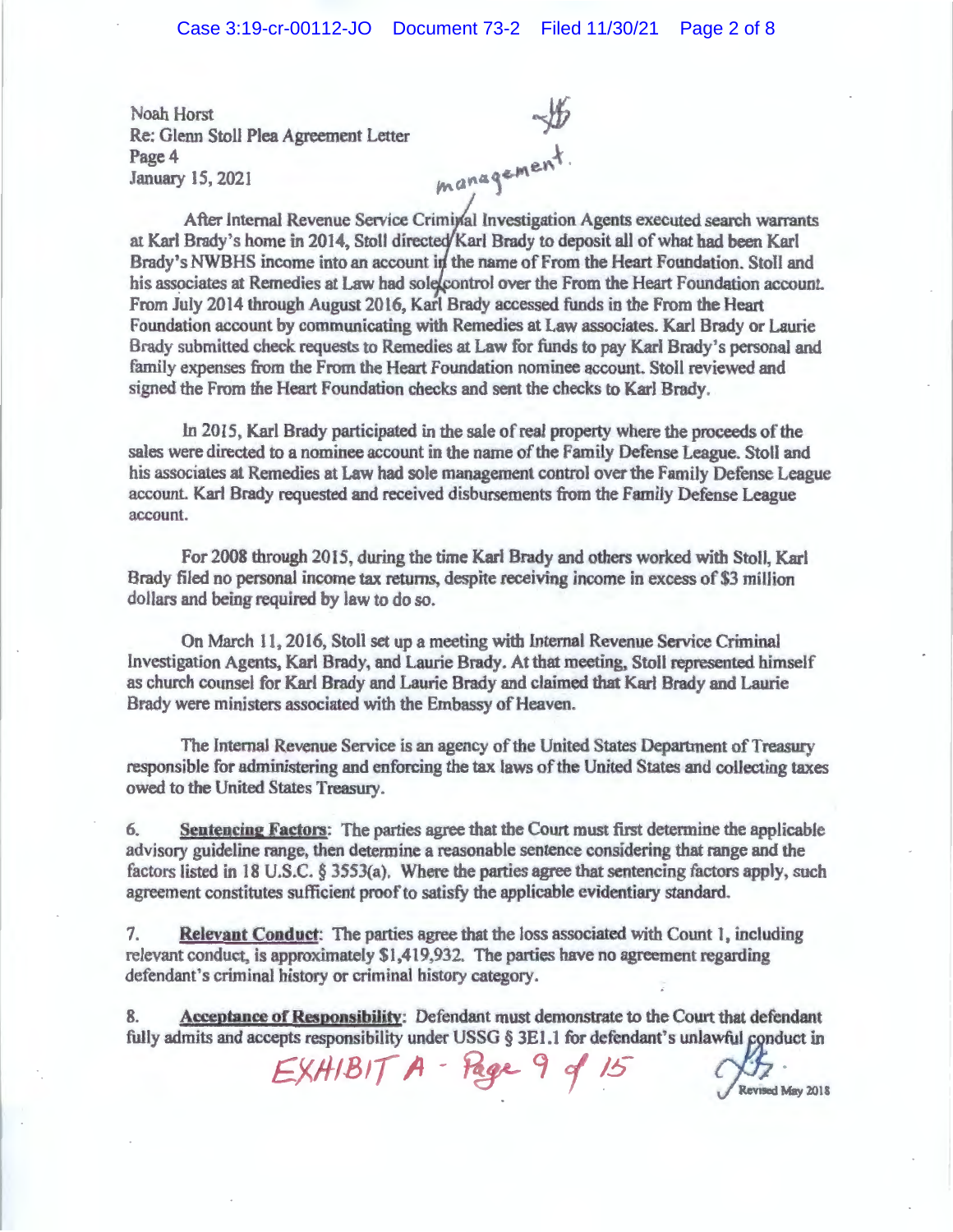Noah Horst
Re: Glenn Stoll Plea Agreement Letter
Page 4
January 15, 2021

management.

After Internal Revenue Service Criminal Investigation Agents executed search warrants at Karl Brady's home in 2014, Stoll directed Karl Brady to deposit all of what had been Karl Brady's NWBHS income into an account in the name of From the Heart Foundation. Stoll and his associates at Remedies at Law had sole control over the From the Heart Foundation account. From July 2014 through August 2016, Karl Brady accessed funds in the From the Heart Foundation account by communicating with Remedies at Law associates. Karl Brady or Laurie Brady submitted check requests to Remedies at Law for funds to pay Karl Brady's personal and family expenses from the From the Heart Foundation nominee account. Stoll reviewed and signed the From the Heart Foundation checks and sent the checks to Karl Brady.

In 2015, Karl Brady participated in the sale of real property where the proceeds of the sales were directed to a nominee account in the name of the Family Defense League. Stoll and his associates at Remedies at Law had sole management control over the Family Defense League account. Karl Brady requested and received disbursements from the Family Defense League account.

For 2008 through 2015, during the time Karl Brady and others worked with Stoll, Karl Brady filed no personal income tax returns, despite receiving income in excess of $3 million dollars and being required by law to do so.

On March 11, 2016, Stoll set up a meeting with Internal Revenue Service Criminal Investigation Agents, Karl Brady, and Laurie Brady. At that meeting, Stoll represented himself as church counsel for Karl Brady and Laurie Brady and claimed that Karl Brady and Laurie Brady were ministers associated with the Embassy of Heaven.

The Internal Revenue Service is an agency of the United States Department of Treasury responsible for administering and enforcing the tax laws of the United States and collecting taxes owed to the United States Treasury.

6. **Sentencing Factors**: The parties agree that the Court must first determine the applicable advisory guideline range, then determine a reasonable sentence considering that range and the factors listed in 18 U.S.C. § 3553(a). Where the parties agree that sentencing factors apply, such agreement constitutes sufficient proof to satisfy the applicable evidentiary standard.

7. **Relevant Conduct**: The parties agree that the loss associated with Count 1, including relevant conduct, is approximately $1,419,932. The parties have no agreement regarding defendant's criminal history or criminal history category.

8. **Acceptance of Responsibility**: Defendant must demonstrate to the Court that defendant fully admits and accepts responsibility under USSG § 3E1.1 for defendant's unlawful conduct in

EXHIBIT A - Page 9 of 15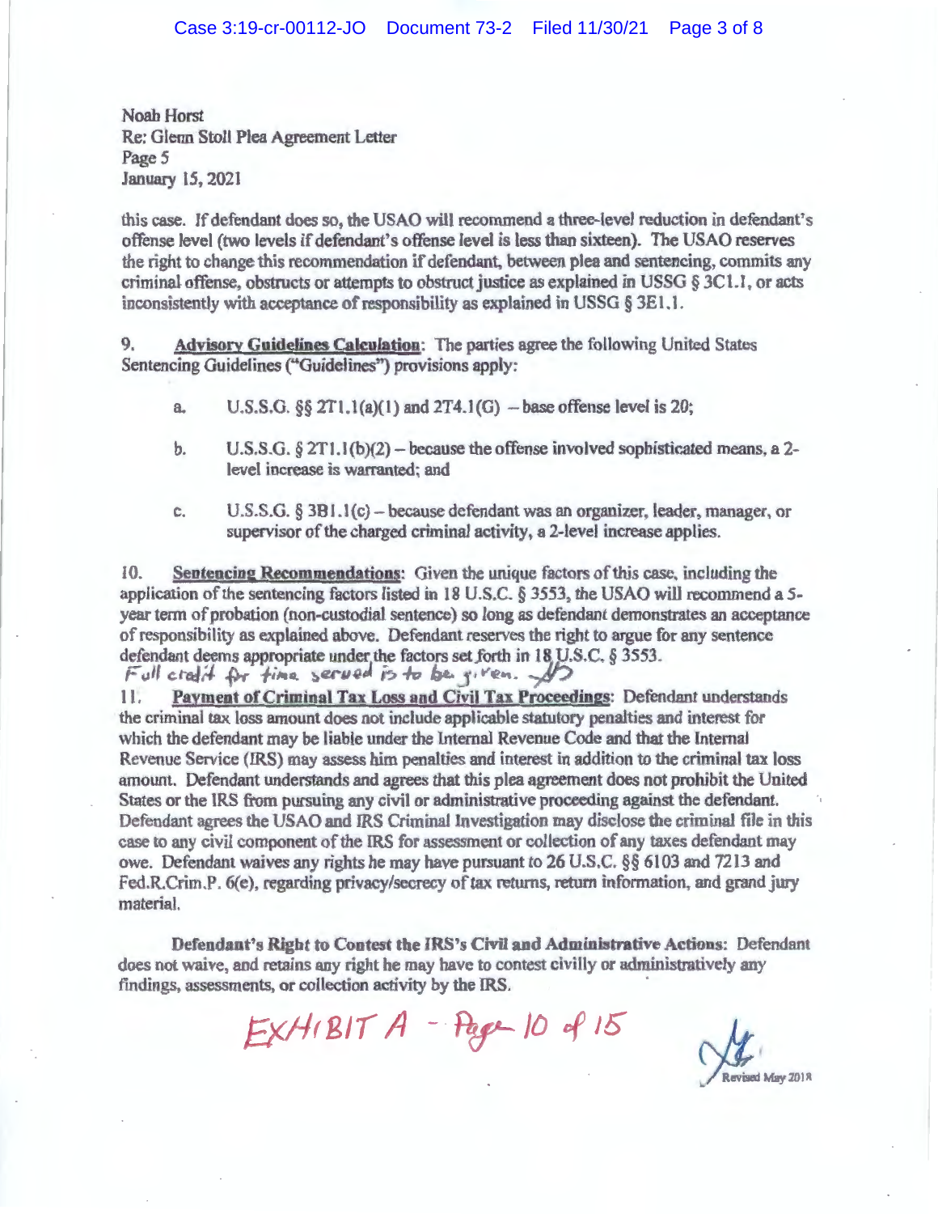Noah Horst
Re: Glenn Stoll Plea Agreement Letter
Page 5
January 15, 2021

this case. If defendant does so, the USAO will recommend a three-level reduction in defendant's offense level (two levels if defendant's offense level is less than sixteen). The USAO reserves the right to change this recommendation if defendant, between plea and sentencing, commits any criminal offense, obstructs or attempts to obstruct justice as explained in USSG § 3C1.1, or acts inconsistently with acceptance of responsibility as explained in USSG § 3E1.1.

9. **Advisory Guidelines Calculation**: The parties agree the following United States Sentencing Guidelines ("Guidelines") provisions apply:

a. U.S.S.G. §§ 2T1.1(a)(1) and 2T4.1(G) – base offense level is 20;

b. U.S.S.G. § 2T1.1(b)(2) – because the offense involved sophisticated means, a 2-level increase is warranted; and

c. U.S.S.G. § 3B1.1(c) – because defendant was an organizer, leader, manager, or supervisor of the charged criminal activity, a 2-level increase applies.

10. **Sentencing Recommendations**: Given the unique factors of this case, including the application of the sentencing factors listed in 18 U.S.C. § 3553, the USAO will recommend a 5-year term of probation (non-custodial sentence) so long as defendant demonstrates an acceptance of responsibility as explained above. Defendant reserves the right to argue for any sentence defendant deems appropriate under the factors set forth in 18 U.S.C. § 3553.
*Full credit for time served is to be given. NH*

11. **Payment of Criminal Tax Loss and Civil Tax Proceedings**: Defendant understands the criminal tax loss amount does not include applicable statutory penalties and interest for which the defendant may be liable under the Internal Revenue Code and that the Internal Revenue Service (IRS) may assess him penalties and interest in addition to the criminal tax loss amount. Defendant understands and agrees that this plea agreement does not prohibit the United States or the IRS from pursuing any civil or administrative proceeding against the defendant. Defendant agrees the USAO and IRS Criminal Investigation may disclose the criminal file in this case to any civil component of the IRS for assessment or collection of any taxes defendant may owe. Defendant waives any rights he may have pursuant to 26 U.S.C. §§ 6103 and 7213 and Fed.R.Crim.P. 6(e), regarding privacy/secrecy of tax returns, return information, and grand jury material.

**Defendant's Right to Contest the IRS's Civil and Administrative Actions**: Defendant does not waive, and retains any right he may have to contest civilly or administratively any findings, assessments, or collection activity by the IRS.

EXHIBIT A - Page 10 of 15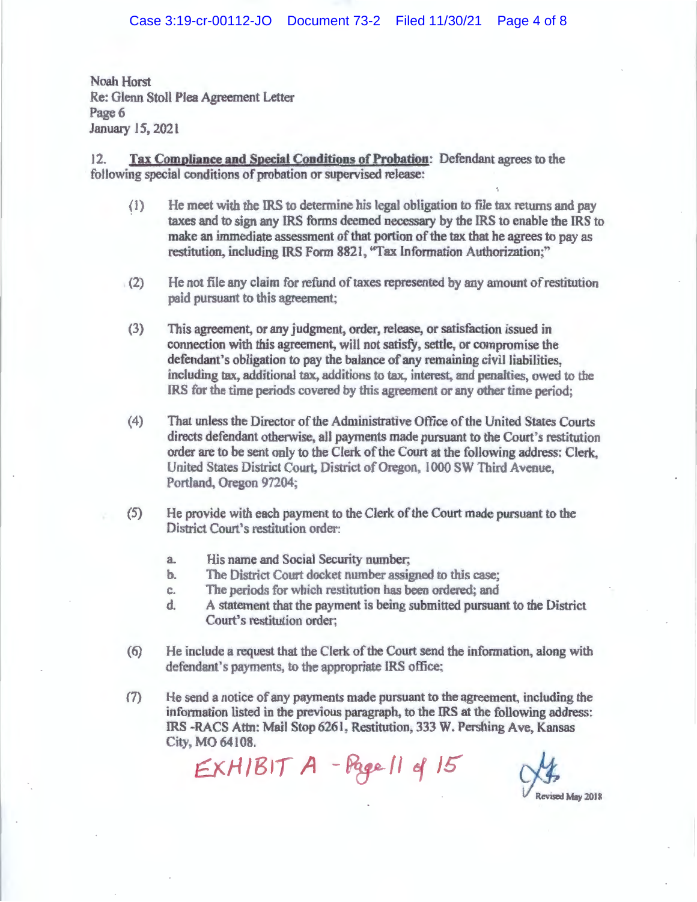Noah Horst
Re: Glenn Stoll Plea Agreement Letter
Page 6
January 15, 2021

12. **Tax Compliance and Special Conditions of Probation**: Defendant agrees to the following special conditions of probation or supervised release:

(1) He meet with the IRS to determine his legal obligation to file tax returns and pay taxes and to sign any IRS forms deemed necessary by the IRS to enable the IRS to make an immediate assessment of that portion of the tax that he agrees to pay as restitution, including IRS Form 8821, "Tax Information Authorization;"

(2) He not file any claim for refund of taxes represented by any amount of restitution paid pursuant to this agreement;

(3) This agreement, or any judgment, order, release, or satisfaction issued in connection with this agreement, will not satisfy, settle, or compromise the defendant's obligation to pay the balance of any remaining civil liabilities, including tax, additional tax, additions to tax, interest, and penalties, owed to the IRS for the time periods covered by this agreement or any other time period;

(4) That unless the Director of the Administrative Office of the United States Courts directs defendant otherwise, all payments made pursuant to the Court's restitution order are to be sent only to the Clerk of the Court at the following address: Clerk, United States District Court, District of Oregon, 1000 SW Third Avenue, Portland, Oregon 97204;

(5) He provide with each payment to the Clerk of the Court made pursuant to the District Court's restitution order:

   a. His name and Social Security number;
   b. The District Court docket number assigned to this case;
   c. The periods for which restitution has been ordered; and
   d. A statement that the payment is being submitted pursuant to the District Court's restitution order;

(6) He include a request that the Clerk of the Court send the information, along with defendant's payments, to the appropriate IRS office;

(7) He send a notice of any payments made pursuant to the agreement, including the information listed in the previous paragraph, to the IRS at the following address: IRS -RACS Attn: Mail Stop 6261, Restitution, 333 W. Pershing Ave, Kansas City, MO 64108.

EXHIBIT A - Page 11 of 15

Revised May 2018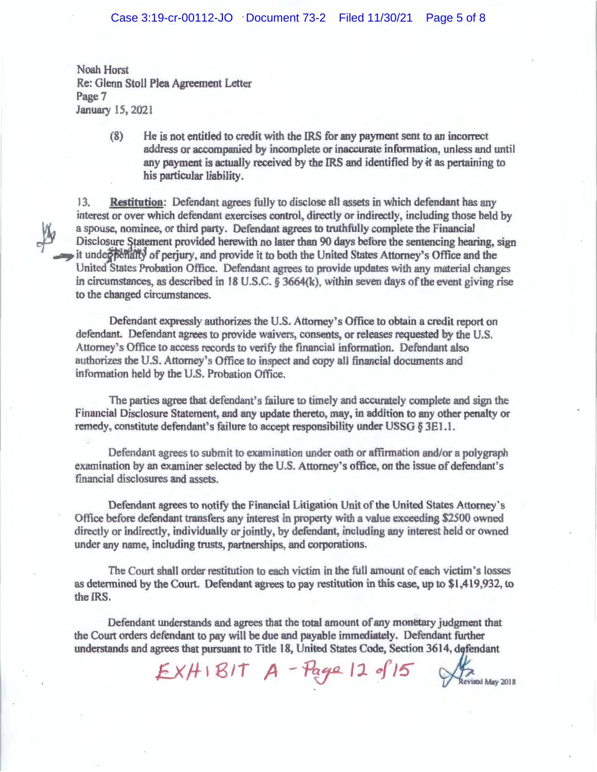Noah Horst
Re: Glenn Stoll Plea Agreement Letter
Page 7
January 15, 2021

> (8) He is not entitled to credit with the IRS for any payment sent to an incorrect address or accompanied by incomplete or inaccurate information, unless and until any payment is actually received by the IRS and identified by it as pertaining to his particular liability.

13. **Restitution**: Defendant agrees fully to disclose all assets in which defendant has any interest or over which defendant exercises control, directly or indirectly, including those held by a spouse, nominee, or third party. Defendant agrees to truthfully complete the Financial Disclosure Statement provided herewith no later than 90 days before the sentencing hearing, sign it under penalty of perjury, and provide it to both the United States Attorney's Office and the United States Probation Office. Defendant agrees to provide updates with any material changes in circumstances, as described in 18 U.S.C. § 3664(k), within seven days of the event giving rise to the changed circumstances.

Defendant expressly authorizes the U.S. Attorney's Office to obtain a credit report on defendant. Defendant agrees to provide waivers, consents, or releases requested by the U.S. Attorney's Office to access records to verify the financial information. Defendant also authorizes the U.S. Attorney's Office to inspect and copy all financial documents and information held by the U.S. Probation Office.

The parties agree that defendant's failure to timely and accurately complete and sign the Financial Disclosure Statement, and any update thereto, may, in addition to any other penalty or remedy, constitute defendant's failure to accept responsibility under USSG § 3E1.1.

Defendant agrees to submit to examination under oath or affirmation and/or a polygraph examination by an examiner selected by the U.S. Attorney's office, on the issue of defendant's financial disclosures and assets.

Defendant agrees to notify the Financial Litigation Unit of the United States Attorney's Office before defendant transfers any interest in property with a value exceeding $2500 owned directly or indirectly, individually or jointly, by defendant, including any interest held or owned under any name, including trusts, partnerships, and corporations.

The Court shall order restitution to each victim in the full amount of each victim's losses as determined by the Court. Defendant agrees to pay restitution in this case, up to $1,419,932, to the IRS.

Defendant understands and agrees that the total amount of any monetary judgment that the Court orders defendant to pay will be due and payable immediately. Defendant further understands and agrees that pursuant to Title 18, United States Code, Section 3614, defendant

EXHIBIT A - Page 12 of 15

Revised May 2018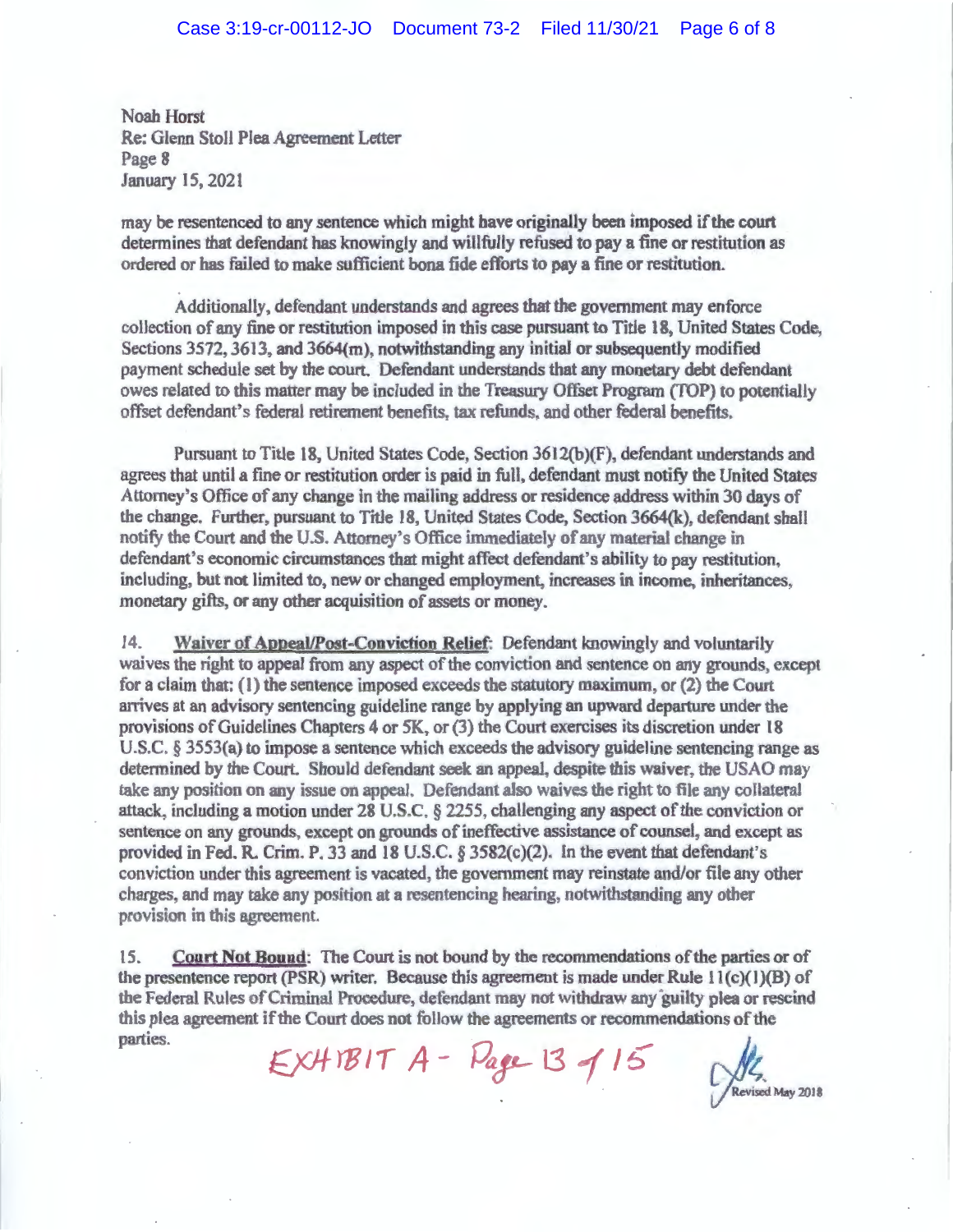Noah Horst
Re: Glenn Stoll Plea Agreement Letter
Page 8
January 15, 2021

may be resentenced to any sentence which might have originally been imposed if the court determines that defendant has knowingly and willfully refused to pay a fine or restitution as ordered or has failed to make sufficient bona fide efforts to pay a fine or restitution.

Additionally, defendant understands and agrees that the government may enforce collection of any fine or restitution imposed in this case pursuant to Title 18, United States Code, Sections 3572, 3613, and 3664(m), notwithstanding any initial or subsequently modified payment schedule set by the court. Defendant understands that any monetary debt defendant owes related to this matter may be included in the Treasury Offset Program (TOP) to potentially offset defendant's federal retirement benefits, tax refunds, and other federal benefits.

Pursuant to Title 18, United States Code, Section 3612(b)(F), defendant understands and agrees that until a fine or restitution order is paid in full, defendant must notify the United States Attorney's Office of any change in the mailing address or residence address within 30 days of the change. Further, pursuant to Title 18, United States Code, Section 3664(k), defendant shall notify the Court and the U.S. Attorney's Office immediately of any material change in defendant's economic circumstances that might affect defendant's ability to pay restitution, including, but not limited to, new or changed employment, increases in income, inheritances, monetary gifts, or any other acquisition of assets or money.

14. **Waiver of Appeal/Post-Conviction Relief**: Defendant knowingly and voluntarily waives the right to appeal from any aspect of the conviction and sentence on any grounds, except for a claim that: (1) the sentence imposed exceeds the statutory maximum, or (2) the Court arrives at an advisory sentencing guideline range by applying an upward departure under the provisions of Guidelines Chapters 4 or 5K, or (3) the Court exercises its discretion under 18 U.S.C. § 3553(a) to impose a sentence which exceeds the advisory guideline sentencing range as determined by the Court. Should defendant seek an appeal, despite this waiver, the USAO may take any position on any issue on appeal. Defendant also waives the right to file any collateral attack, including a motion under 28 U.S.C. § 2255, challenging any aspect of the conviction or sentence on any grounds, except on grounds of ineffective assistance of counsel, and except as provided in Fed. R. Crim. P. 33 and 18 U.S.C. § 3582(c)(2). In the event that defendant's conviction under this agreement is vacated, the government may reinstate and/or file any other charges, and may take any position at a resentencing hearing, notwithstanding any other provision in this agreement.

15. **Court Not Bound**: The Court is not bound by the recommendations of the parties or of the presentence report (PSR) writer. Because this agreement is made under Rule 11(c)(1)(B) of the Federal Rules of Criminal Procedure, defendant may not withdraw any guilty plea or rescind this plea agreement if the Court does not follow the agreements or recommendations of the parties.

EXHIBIT A - Page 13 of 15

Revised May 2018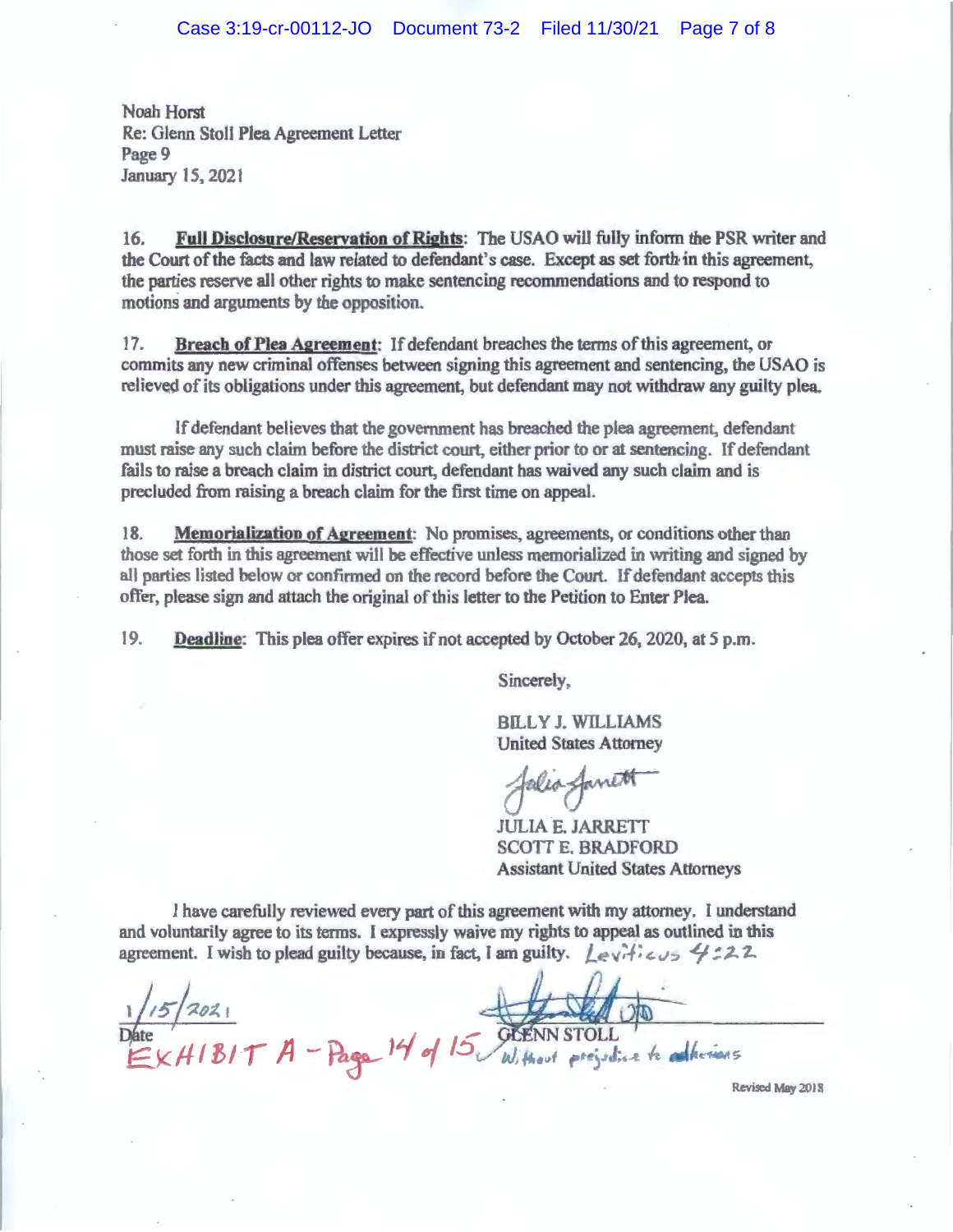Noah Horst
Re: Glenn Stoll Plea Agreement Letter
Page 9
January 15, 2021

16. **Full Disclosure/Reservation of Rights**: The USAO will fully inform the PSR writer and the Court of the facts and law related to defendant's case. Except as set forth in this agreement, the parties reserve all other rights to make sentencing recommendations and to respond to motions and arguments by the opposition.

17. **Breach of Plea Agreement**: If defendant breaches the terms of this agreement, or commits any new criminal offenses between signing this agreement and sentencing, the USAO is relieved of its obligations under this agreement, but defendant may not withdraw any guilty plea.

If defendant believes that the government has breached the plea agreement, defendant must raise any such claim before the district court, either prior to or at sentencing. If defendant fails to raise a breach claim in district court, defendant has waived any such claim and is precluded from raising a breach claim for the first time on appeal.

18. **Memorialization of Agreement**: No promises, agreements, or conditions other than those set forth in this agreement will be effective unless memorialized in writing and signed by all parties listed below or confirmed on the record before the Court. If defendant accepts this offer, please sign and attach the original of this letter to the Petition to Enter Plea.

19. **Deadline**: This plea offer expires if not accepted by October 26, 2020, at 5 p.m.

Sincerely,

BILLY J. WILLIAMS
United States Attorney

*Julia Jarrett*

JULIA E. JARRETT
SCOTT E. BRADFORD
Assistant United States Attorneys

I have carefully reviewed every part of this agreement with my attorney. I understand and voluntarily agree to its terms. I expressly waive my rights to appeal as outlined in this agreement. I wish to plead guilty because, in fact, I am guilty. *Leviticus 4:22*

1/15/2021
Date

GLENN STOLL
*Without prejudice to adhesions*

EXHIBIT A - Page 14 of 15

Revised May 2018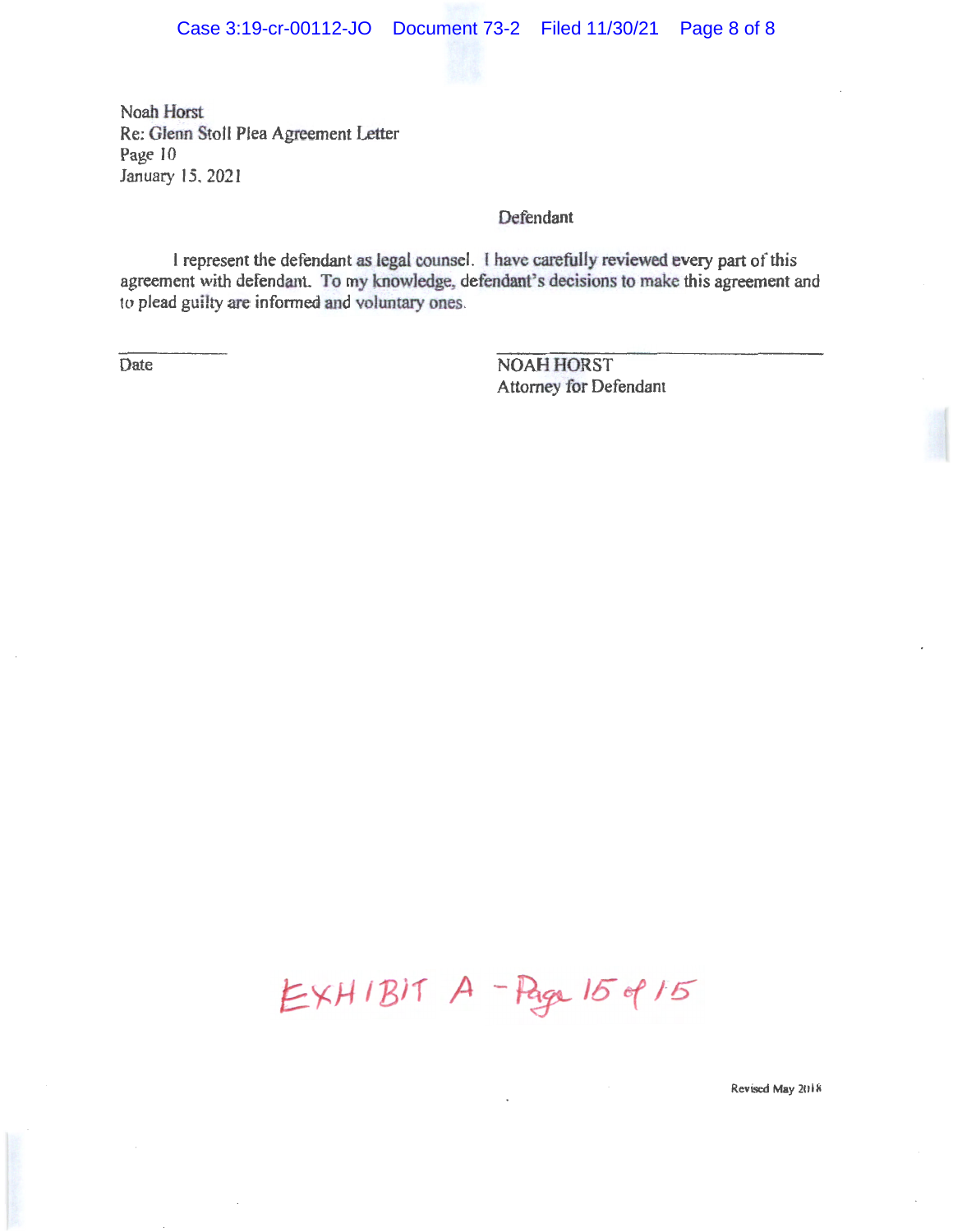Noah Horst
Re: Glenn Stoll Plea Agreement Letter
Page 10
January 15, 2021

Defendant

I represent the defendant as legal counsel. I have carefully reviewed every part of this agreement with defendant. To my knowledge, defendant's decisions to make this agreement and to plead guilty are informed and voluntary ones.

Date

NOAH HORST
Attorney for Defendant

EXHIBIT A - Page 15 of 15

Revised May 2018